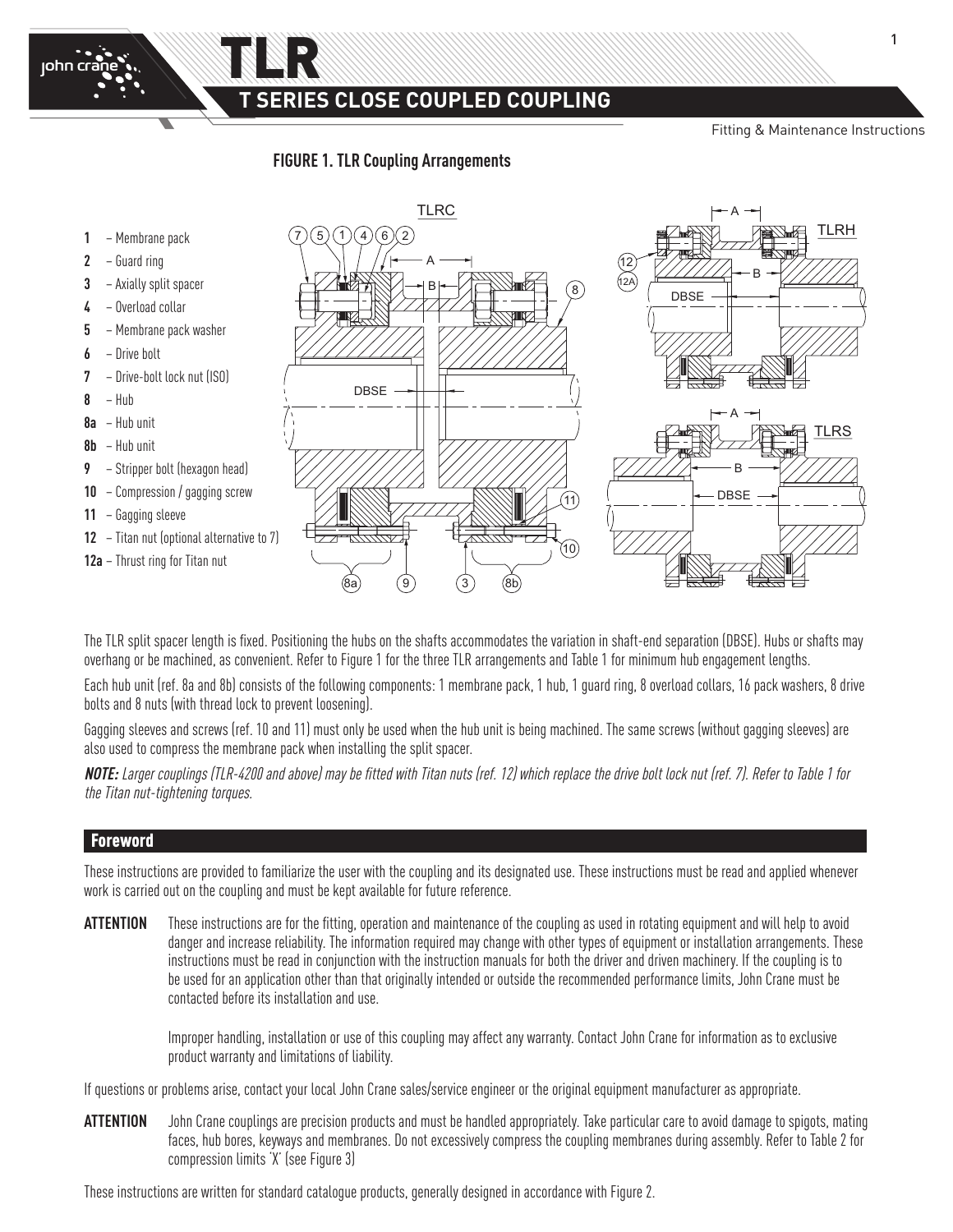# TLR

## T SERIES CLOSE COUPLED COUPLING

Fitting & Maintenance Instructions

### FIGURE 1. TLR Coupling Arrangements

- **1** – Membrane pack
- **2** – Guard ring
- **3** – Axially split spacer
- **4** – Overload collar
- **5** – Membrane pack washer
- **6** – Drive bolt
- **7** – Drive-bolt lock nut (ISO)
- **8** – Hub
- **8a** – Hub unit
- **8b** – Hub unit
- **9** – Stripper bolt (hexagon head)
- **10** – Compression / gagging screw
- **11** – Gagging sleeve
- **12** – Titan nut (optional alternative to 7)
- **12a** – Thrust ring for Titan nut

The TLR split spacer length is fixed. Positioning the hubs on the shafts accommodates the variation in shaft-end separation (DBSE). Hubs or shafts may overhang or be machined, as convenient. Refer to Figure 1 for the three TLR arrangements and Table 1 for minimum hub engagement lengths.

Each hub unit (ref. 8a and 8b) consists of the following components: 1 membrane pack, 1 hub, 1 guard ring, 8 overload collars, 16 pack washers, 8 drive bolts and 8 nuts (with thread lock to prevent loosening).

Gagging sleeves and screws (ref. 10 and 11) must only be used when the hub unit is being machined. The same screws (without gagging sleeves) are also used to compress the membrane pack when installing the split spacer.

***NOTE:*** *Larger couplings (TLR-4200 and above) may be fitted with Titan nuts (ref. 12) which replace the drive bolt lock nut (ref. 7). Refer to Table 1 for the Titan nut-tightening torques.*

## Foreword

These instructions are provided to familiarize the user with the coupling and its designated use. These instructions must be read and applied whenever work is carried out on the coupling and must be kept available for future reference.

**ATTENTION** These instructions are for the fitting, operation and maintenance of the coupling as used in rotating equipment and will help to avoid danger and increase reliability. The information required may change with other types of equipment or installation arrangements. These instructions must be read in conjunction with the instruction manuals for both the driver and driven machinery. If the coupling is to be used for an application other than that originally intended or outside the recommended performance limits, John Crane must be contacted before its installation and use.

Improper handling, installation or use of this coupling may affect any warranty. Contact John Crane for information as to exclusive product warranty and limitations of liability.

If questions or problems arise, contact your local John Crane sales/service engineer or the original equipment manufacturer as appropriate.

**ATTENTION** John Crane couplings are precision products and must be handled appropriately. Take particular care to avoid damage to spigots, mating faces, hub bores, keyways and membranes. Do not excessively compress the coupling membranes during assembly. Refer to Table 2 for compression limits 'X' (see Figure 3)

These instructions are written for standard catalogue products, generally designed in accordance with Figure 2.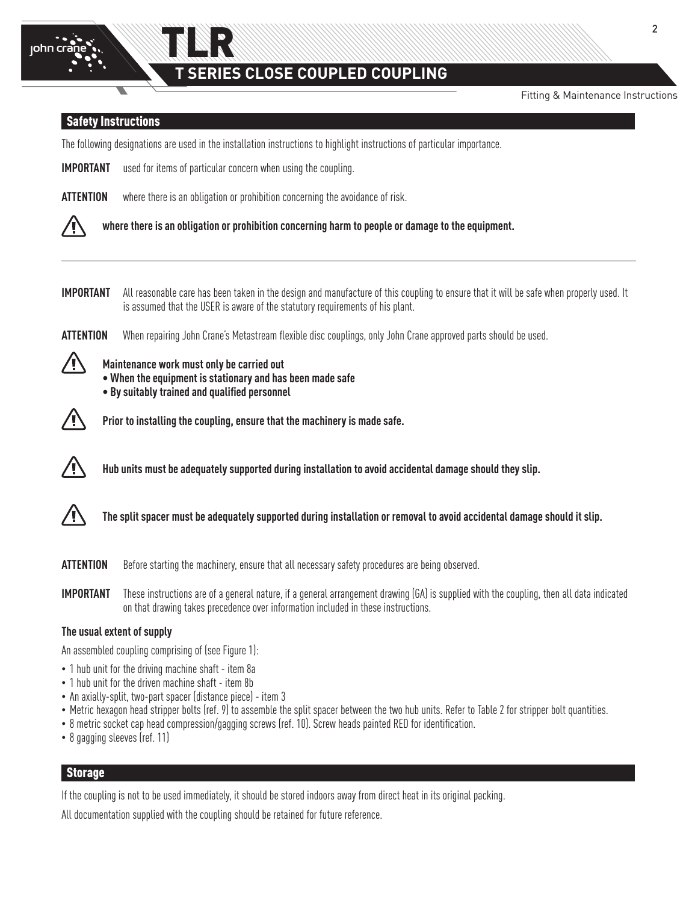## Safety Instructions

The following designations are used in the installation instructions to highlight instructions of particular importance.

**IMPORTANT** used for items of particular concern when using the coupling.

**ATTENTION** where there is an obligation or prohibition concerning the avoidance of risk.

⚠ **where there is an obligation or prohibition concerning harm to people or damage to the equipment.**

---

**IMPORTANT** All reasonable care has been taken in the design and manufacture of this coupling to ensure that it will be safe when properly used. It is assumed that the USER is aware of the statutory requirements of his plant.

**ATTENTION** When repairing John Crane's Metastream flexible disc couplings, only John Crane approved parts should be used.

⚠ **Maintenance work must only be carried out**
- **When the equipment is stationary and has been made safe**
- **By suitably trained and qualified personnel**

⚠ **Prior to installing the coupling, ensure that the machinery is made safe.**

⚠ **Hub units must be adequately supported during installation to avoid accidental damage should they slip.**

⚠ **The split spacer must be adequately supported during installation or removal to avoid accidental damage should it slip.**

**ATTENTION** Before starting the machinery, ensure that all necessary safety procedures are being observed.

**IMPORTANT** These instructions are of a general nature, if a general arrangement drawing (GA) is supplied with the coupling, then all data indicated on that drawing takes precedence over information included in these instructions.

### The usual extent of supply

An assembled coupling comprising of (see Figure 1):

- 1 hub unit for the driving machine shaft - item 8a
- 1 hub unit for the driven machine shaft - item 8b
- An axially-split, two-part spacer (distance piece) - item 3
- Metric hexagon head stripper bolts (ref. 9) to assemble the split spacer between the two hub units. Refer to Table 2 for stripper bolt quantities.
- 8 metric socket cap head compression/gagging screws (ref. 10). Screw heads painted RED for identification.
- 8 gagging sleeves (ref. 11)

## Storage

If the coupling is not to be used immediately, it should be stored indoors away from direct heat in its original packing.

All documentation supplied with the coupling should be retained for future reference.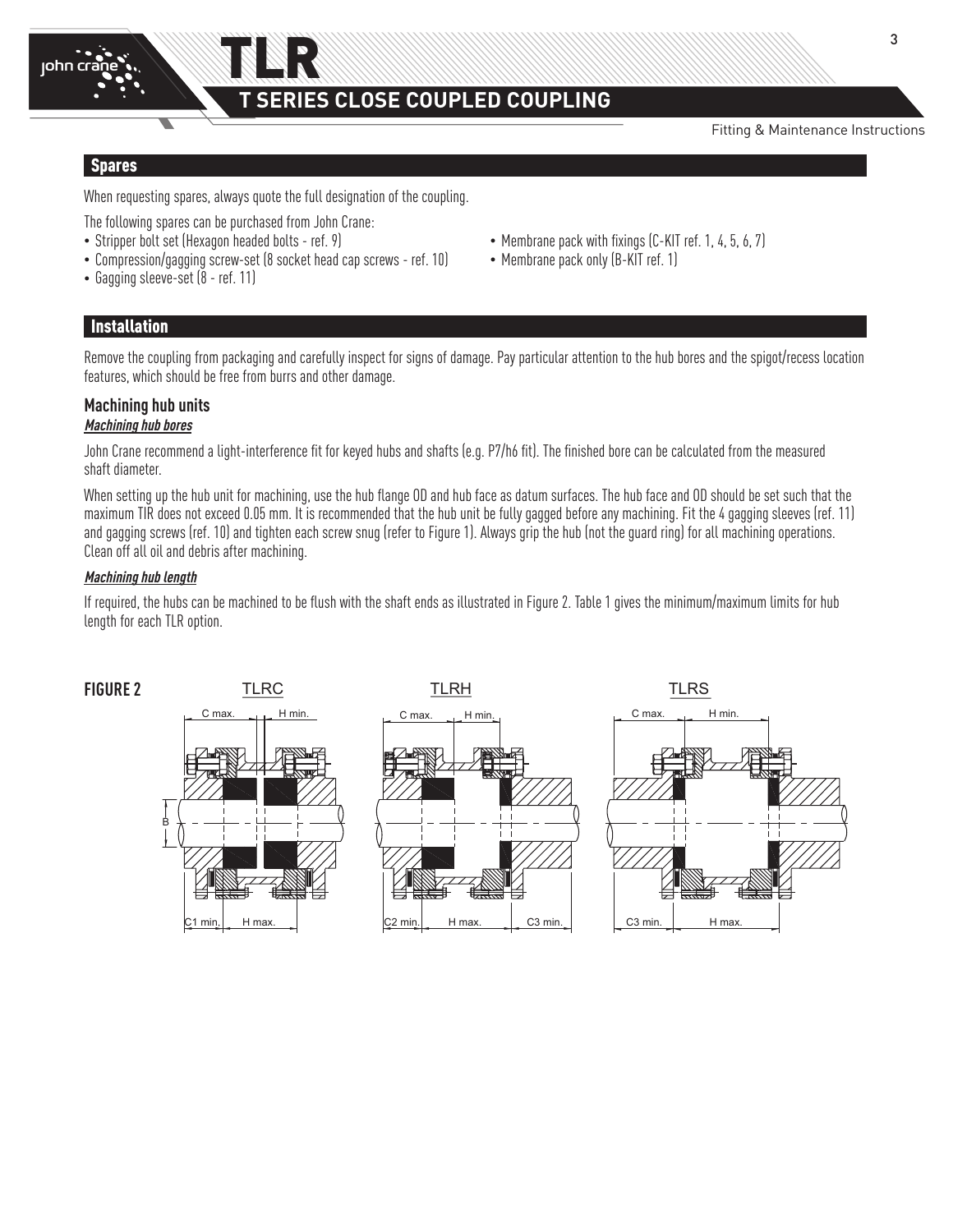## Spares

When requesting spares, always quote the full designation of the coupling.

The following spares can be purchased from John Crane:

- Stripper bolt set (Hexagon headed bolts - ref. 9)
- Compression/gagging screw-set (8 socket head cap screws - ref. 10)
- Gagging sleeve-set (8 - ref. 11)
- Membrane pack with fixings (C-KIT ref. 1, 4, 5, 6, 7)
- Membrane pack only (B-KIT ref. 1)

## Installation

Remove the coupling from packaging and carefully inspect for signs of damage. Pay particular attention to the hub bores and the spigot/recess location features, which should be free from burrs and other damage.

### Machining hub units

***Machining hub bores***

John Crane recommend a light-interference fit for keyed hubs and shafts (e.g. P7/h6 fit). The finished bore can be calculated from the measured shaft diameter.

When setting up the hub unit for machining, use the hub flange OD and hub face as datum surfaces. The hub face and OD should be set such that the maximum TIR does not exceed 0.05 mm. It is recommended that the hub unit be fully gagged before any machining. Fit the 4 gagging sleeves (ref. 11) and gagging screws (ref. 10) and tighten each screw snug (refer to Figure 1). Always grip the hub (not the guard ring) for all machining operations. Clean off all oil and debris after machining.

***Machining hub length***

If required, the hubs can be machined to be flush with the shaft ends as illustrated in Figure 2. Table 1 gives the minimum/maximum limits for hub length for each TLR option.

**FIGURE 2**

TLRC — C max., H min., B, C1 min., H max.

TLRH — C max., H min., C2 min., H max., C3 min.

TLRS — C max., H min., C3 min., H max.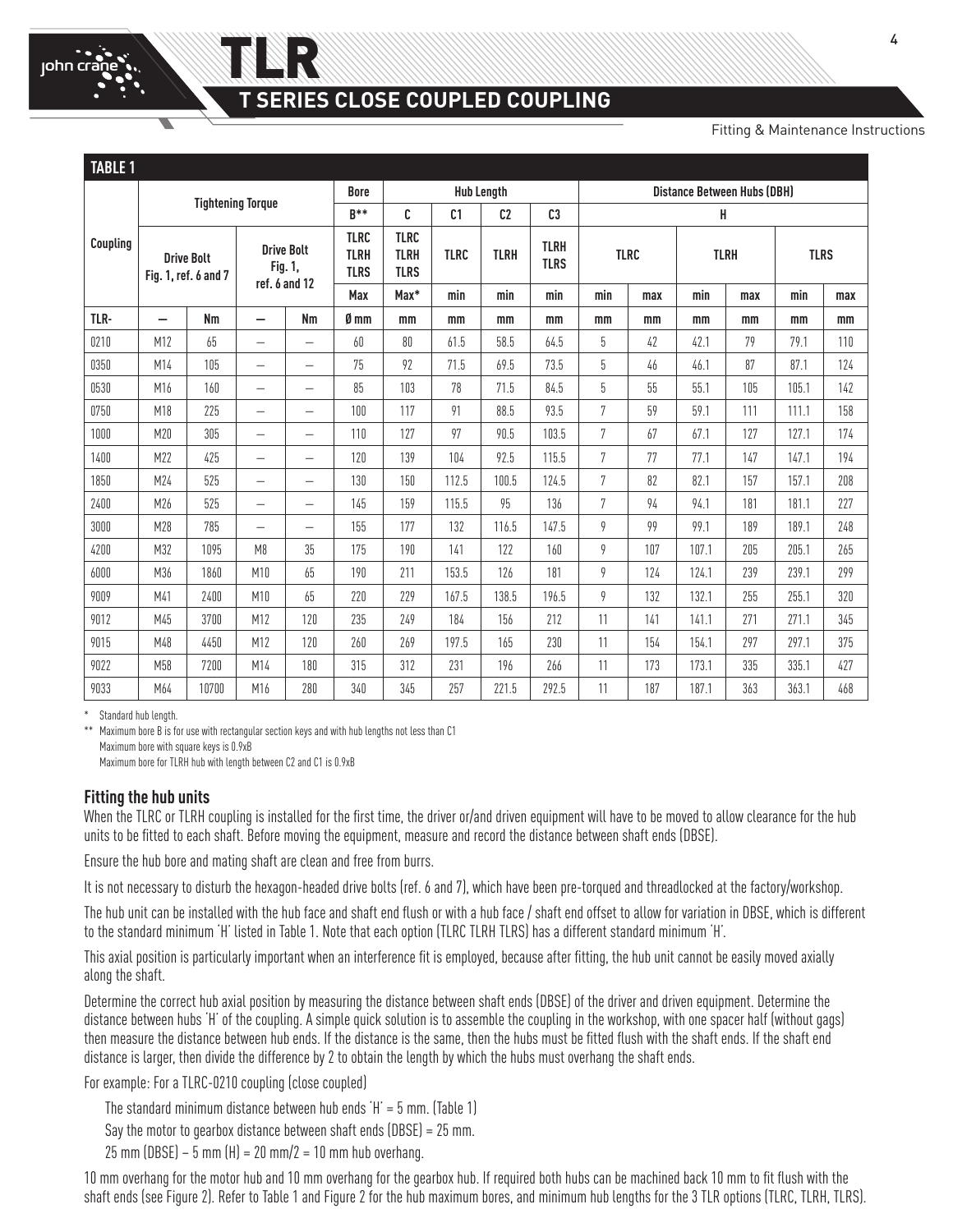## TABLE 1

| Coupling | Tightening Torque | | | | Bore | Hub Length | | | | Distance Between Hubs (DBH) | | | | | |
|---|---|---|---|---|---|---|---|---|---|---|---|---|---|---|---|
| | | | | | B** | C | C1 | C2 | C3 | H | | | | | |
| | Drive Bolt Fig. 1, ref. 6 and 7 | | Drive Bolt Fig. 1, ref. 6 and 12 | | TLRC TLRH TLRS | TLRC TLRH TLRS | TLRC | TLRH | TLRH TLRS | TLRC | | TLRH | | TLRS | |
| | | | | | Max | Max* | min | min | min | min | max | min | max | min | max |
| TLR- | — | Nm | — | Nm | Ø mm | mm | mm | mm | mm | mm | mm | mm | mm | mm | mm |
| 0210 | M12 | 65 | — | — | 60 | 80 | 61.5 | 58.5 | 64.5 | 5 | 42 | 42.1 | 79 | 79.1 | 110 |
| 0350 | M14 | 105 | — | — | 75 | 92 | 71.5 | 69.5 | 73.5 | 5 | 46 | 46.1 | 87 | 87.1 | 124 |
| 0530 | M16 | 160 | — | — | 85 | 103 | 78 | 71.5 | 84.5 | 5 | 55 | 55.1 | 105 | 105.1 | 142 |
| 0750 | M18 | 225 | — | — | 100 | 117 | 91 | 88.5 | 93.5 | 7 | 59 | 59.1 | 111 | 111.1 | 158 |
| 1000 | M20 | 305 | — | — | 110 | 127 | 97 | 90.5 | 103.5 | 7 | 67 | 67.1 | 127 | 127.1 | 174 |
| 1400 | M22 | 425 | — | — | 120 | 139 | 104 | 92.5 | 115.5 | 7 | 77 | 77.1 | 147 | 147.1 | 194 |
| 1850 | M24 | 525 | — | — | 130 | 150 | 112.5 | 100.5 | 124.5 | 7 | 82 | 82.1 | 157 | 157.1 | 208 |
| 2400 | M26 | 525 | — | — | 145 | 159 | 115.5 | 95 | 136 | 7 | 94 | 94.1 | 181 | 181.1 | 227 |
| 3000 | M28 | 785 | — | — | 155 | 177 | 132 | 116.5 | 147.5 | 9 | 99 | 99.1 | 189 | 189.1 | 248 |
| 4200 | M32 | 1095 | M8 | 35 | 175 | 190 | 141 | 122 | 160 | 9 | 107 | 107.1 | 205 | 205.1 | 265 |
| 6000 | M36 | 1860 | M10 | 65 | 190 | 211 | 153.5 | 126 | 181 | 9 | 124 | 124.1 | 239 | 239.1 | 299 |
| 9009 | M41 | 2400 | M10 | 65 | 220 | 229 | 167.5 | 138.5 | 196.5 | 9 | 132 | 132.1 | 255 | 255.1 | 320 |
| 9012 | M45 | 3700 | M12 | 120 | 235 | 249 | 184 | 156 | 212 | 11 | 141 | 141.1 | 271 | 271.1 | 345 |
| 9015 | M48 | 4450 | M12 | 120 | 260 | 269 | 197.5 | 165 | 230 | 11 | 154 | 154.1 | 297 | 297.1 | 375 |
| 9022 | M58 | 7200 | M14 | 180 | 315 | 312 | 231 | 196 | 266 | 11 | 173 | 173.1 | 335 | 335.1 | 427 |
| 9033 | M64 | 10700 | M16 | 280 | 340 | 345 | 257 | 221.5 | 292.5 | 11 | 187 | 187.1 | 363 | 363.1 | 468 |

\* Standard hub length.

\*\* Maximum bore B is for use with rectangular section keys and with hub lengths not less than C1
Maximum bore with square keys is 0.9xB
Maximum bore for TLRH hub with length between C2 and C1 is 0.9xB

### Fitting the hub units

When the TLRC or TLRH coupling is installed for the first time, the driver or/and driven equipment will have to be moved to allow clearance for the hub units to be fitted to each shaft. Before moving the equipment, measure and record the distance between shaft ends (DBSE).

Ensure the hub bore and mating shaft are clean and free from burrs.

It is not necessary to disturb the hexagon-headed drive bolts (ref. 6 and 7), which have been pre-torqued and threadlocked at the factory/workshop.

The hub unit can be installed with the hub face and shaft end flush or with a hub face / shaft end offset to allow for variation in DBSE, which is different to the standard minimum 'H' listed in Table 1. Note that each option (TLRC TLRH TLRS) has a different standard minimum 'H'.

This axial position is particularly important when an interference fit is employed, because after fitting, the hub unit cannot be easily moved axially along the shaft.

Determine the correct hub axial position by measuring the distance between shaft ends (DBSE) of the driver and driven equipment. Determine the distance between hubs 'H' of the coupling. A simple quick solution is to assemble the coupling in the workshop, with one spacer half (without gags) then measure the distance between hub ends. If the distance is the same, then the hubs must be fitted flush with the shaft ends. If the shaft end distance is larger, then divide the difference by 2 to obtain the length by which the hubs must overhang the shaft ends.

For example: For a TLRC-0210 coupling (close coupled)

The standard minimum distance between hub ends 'H' = 5 mm. (Table 1)

Say the motor to gearbox distance between shaft ends (DBSE) = 25 mm.

25 mm (DBSE) – 5 mm (H) = 20 mm/2 = 10 mm hub overhang.

10 mm overhang for the motor hub and 10 mm overhang for the gearbox hub. If required both hubs can be machined back 10 mm to fit flush with the shaft ends (see Figure 2). Refer to Table 1 and Figure 2 for the hub maximum bores, and minimum hub lengths for the 3 TLR options (TLRC, TLRH, TLRS).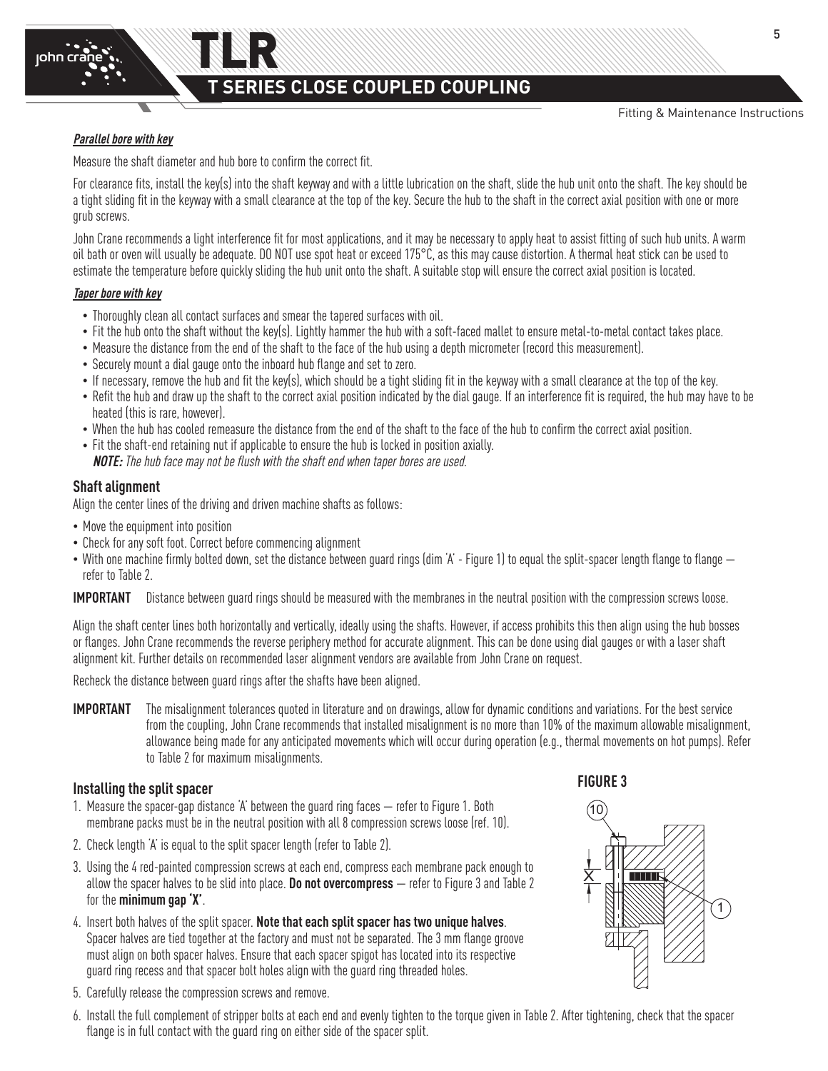***Parallel bore with key***

Measure the shaft diameter and hub bore to confirm the correct fit.

For clearance fits, install the key(s) into the shaft keyway and with a little lubrication on the shaft, slide the hub unit onto the shaft. The key should be a tight sliding fit in the keyway with a small clearance at the top of the key. Secure the hub to the shaft in the correct axial position with one or more grub screws.

John Crane recommends a light interference fit for most applications, and it may be necessary to apply heat to assist fitting of such hub units. A warm oil bath or oven will usually be adequate. DO NOT use spot heat or exceed 175°C, as this may cause distortion. A thermal heat stick can be used to estimate the temperature before quickly sliding the hub unit onto the shaft. A suitable stop will ensure the correct axial position is located.

***Taper bore with key***

- Thoroughly clean all contact surfaces and smear the tapered surfaces with oil.
- Fit the hub onto the shaft without the key(s). Lightly hammer the hub with a soft-faced mallet to ensure metal-to-metal contact takes place.
- Measure the distance from the end of the shaft to the face of the hub using a depth micrometer (record this measurement).
- Securely mount a dial gauge onto the inboard hub flange and set to zero.
- If necessary, remove the hub and fit the key(s), which should be a tight sliding fit in the keyway with a small clearance at the top of the key.
- Refit the hub and draw up the shaft to the correct axial position indicated by the dial gauge. If an interference fit is required, the hub may have to be heated (this is rare, however).
- When the hub has cooled remeasure the distance from the end of the shaft to the face of the hub to confirm the correct axial position.
- Fit the shaft-end retaining nut if applicable to ensure the hub is locked in position axially.
  ***NOTE:*** *The hub face may not be flush with the shaft end when taper bores are used.*

## Shaft alignment

Align the center lines of the driving and driven machine shafts as follows:

- Move the equipment into position
- Check for any soft foot. Correct before commencing alignment
- With one machine firmly bolted down, set the distance between guard rings (dim 'A' - Figure 1) to equal the split-spacer length flange to flange — refer to Table 2.

**IMPORTANT** Distance between guard rings should be measured with the membranes in the neutral position with the compression screws loose.

Align the shaft center lines both horizontally and vertically, ideally using the shafts. However, if access prohibits this then align using the hub bosses or flanges. John Crane recommends the reverse periphery method for accurate alignment. This can be done using dial gauges or with a laser shaft alignment kit. Further details on recommended laser alignment vendors are available from John Crane on request.

Recheck the distance between guard rings after the shafts have been aligned.

**IMPORTANT** The misalignment tolerances quoted in literature and on drawings, allow for dynamic conditions and variations. For the best service from the coupling, John Crane recommends that installed misalignment is no more than 10% of the maximum allowable misalignment, allowance being made for any anticipated movements which will occur during operation (e.g., thermal movements on hot pumps). Refer to Table 2 for maximum misalignments.

## Installing the split spacer

1. Measure the spacer-gap distance 'A' between the guard ring faces — refer to Figure 1. Both membrane packs must be in the neutral position with all 8 compression screws loose (ref. 10).
2. Check length 'A' is equal to the split spacer length (refer to Table 2).
3. Using the 4 red-painted compression screws at each end, compress each membrane pack enough to allow the spacer halves to be slid into place. **Do not overcompress** — refer to Figure 3 and Table 2 for the **minimum gap 'X'**.
4. Insert both halves of the split spacer. **Note that each split spacer has two unique halves**. Spacer halves are tied together at the factory and must not be separated. The 3 mm flange groove must align on both spacer halves. Ensure that each spacer spigot has located into its respective guard ring recess and that spacer bolt holes align with the guard ring threaded holes.
5. Carefully release the compression screws and remove.
6. Install the full complement of stripper bolts at each end and evenly tighten to the torque given in Table 2. After tightening, check that the spacer flange is in full contact with the guard ring on either side of the spacer split.

**FIGURE 3**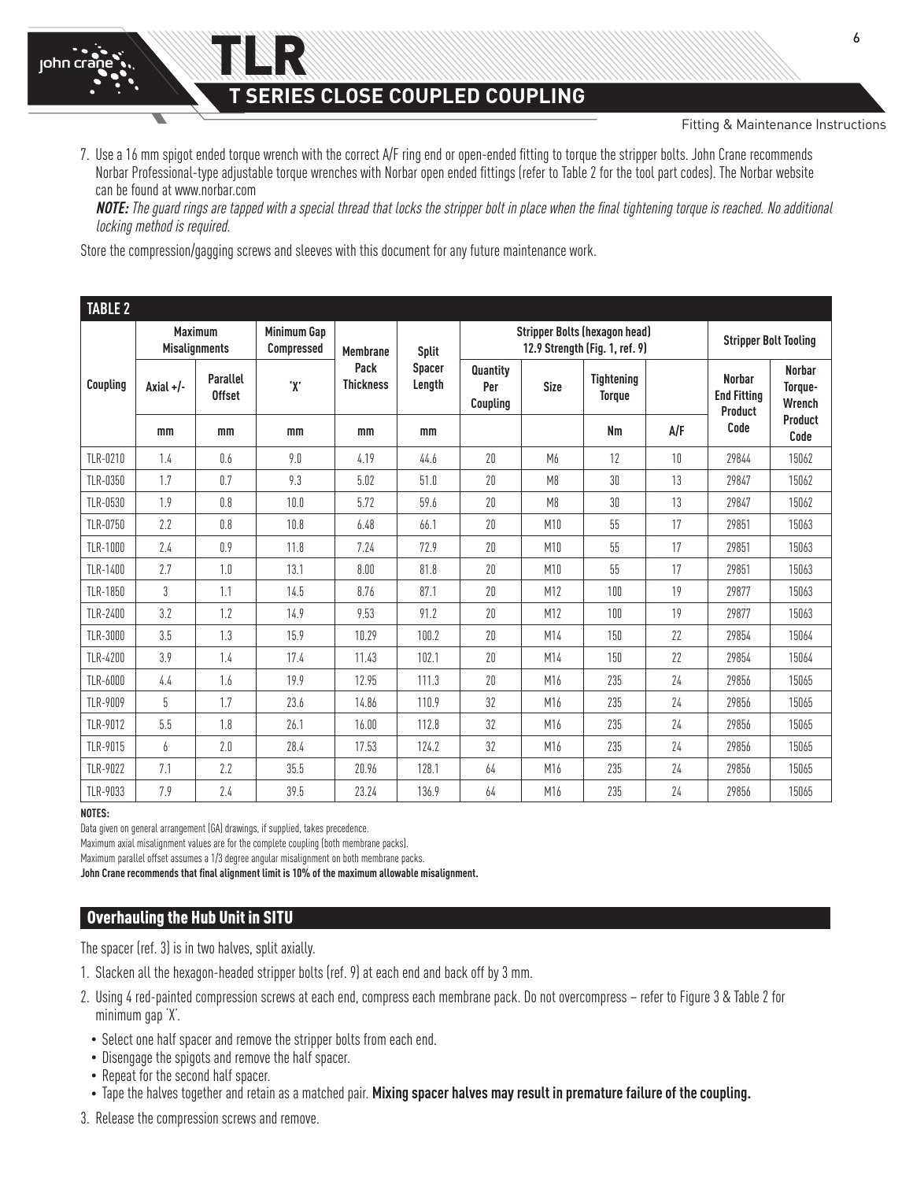7. Use a 16 mm spigot ended torque wrench with the correct A/F ring end or open-ended fitting to torque the stripper bolts. John Crane recommends Norbar Professional-type adjustable torque wrenches with Norbar open ended fittings (refer to Table 2 for the tool part codes). The Norbar website can be found at www.norbar.com

   ***NOTE:*** *The guard rings are tapped with a special thread that locks the stripper bolt in place when the final tightening torque is reached. No additional locking method is required.*

Store the compression/gagging screws and sleeves with this document for any future maintenance work.

**TABLE 2**

| Coupling | Maximum Misalignments | | Minimum Gap Compressed | Membrane Pack Thickness | Split Spacer Length | Stripper Bolts (hexagon head) 12.9 Strength (Fig. 1, ref. 9) | | | | Stripper Bolt Tooling | |
|---|---|---|---|---|---|---|---|---|---|---|---|
| | Axial +/- | Parallel Offset | 'X' | | | Quantity Per Coupling | Size | Tightening Torque | | Norbar End Fitting Product Code | Norbar Torque-Wrench Product Code |
| | mm | mm | mm | mm | mm | | | Nm | A/F | | |
| TLR-0210 | 1.4 | 0.6 | 9.0 | 4.19 | 44.6 | 20 | M6 | 12 | 10 | 29844 | 15062 |
| TLR-0350 | 1.7 | 0.7 | 9.3 | 5.02 | 51.0 | 20 | M8 | 30 | 13 | 29847 | 15062 |
| TLR-0530 | 1.9 | 0.8 | 10.0 | 5.72 | 59.6 | 20 | M8 | 30 | 13 | 29847 | 15062 |
| TLR-0750 | 2.2 | 0.8 | 10.8 | 6.48 | 66.1 | 20 | M10 | 55 | 17 | 29851 | 15063 |
| TLR-1000 | 2.4 | 0.9 | 11.8 | 7.24 | 72.9 | 20 | M10 | 55 | 17 | 29851 | 15063 |
| TLR-1400 | 2.7 | 1.0 | 13.1 | 8.00 | 81.8 | 20 | M10 | 55 | 17 | 29851 | 15063 |
| TLR-1850 | 3 | 1.1 | 14.5 | 8.76 | 87.1 | 20 | M12 | 100 | 19 | 29877 | 15063 |
| TLR-2400 | 3.2 | 1.2 | 14.9 | 9.53 | 91.2 | 20 | M12 | 100 | 19 | 29877 | 15063 |
| TLR-3000 | 3.5 | 1.3 | 15.9 | 10.29 | 100.2 | 20 | M14 | 150 | 22 | 29854 | 15064 |
| TLR-4200 | 3.9 | 1.4 | 17.4 | 11.43 | 102.1 | 20 | M14 | 150 | 22 | 29854 | 15064 |
| TLR-6000 | 4.4 | 1.6 | 19.9 | 12.95 | 111.3 | 20 | M16 | 235 | 24 | 29856 | 15065 |
| TLR-9009 | 5 | 1.7 | 23.6 | 14.86 | 110.9 | 32 | M16 | 235 | 24 | 29856 | 15065 |
| TLR-9012 | 5.5 | 1.8 | 26.1 | 16.00 | 112.8 | 32 | M16 | 235 | 24 | 29856 | 15065 |
| TLR-9015 | 6 | 2.0 | 28.4 | 17.53 | 124.2 | 32 | M16 | 235 | 24 | 29856 | 15065 |
| TLR-9022 | 7.1 | 2.2 | 35.5 | 20.96 | 128.1 | 64 | M16 | 235 | 24 | 29856 | 15065 |
| TLR-9033 | 7.9 | 2.4 | 39.5 | 23.24 | 136.9 | 64 | M16 | 235 | 24 | 29856 | 15065 |

**NOTES:**

Data given on general arrangement (GA) drawings, if supplied, takes precedence.

Maximum axial misalignment values are for the complete coupling (both membrane packs).

Maximum parallel offset assumes a 1/3 degree angular misalignment on both membrane packs.

**John Crane recommends that final alignment limit is 10% of the maximum allowable misalignment.**

## Overhauling the Hub Unit in SITU

The spacer (ref. 3) is in two halves, split axially.

1. Slacken all the hexagon-headed stripper bolts (ref. 9) at each end and back off by 3 mm.
2. Using 4 red-painted compression screws at each end, compress each membrane pack. Do not overcompress – refer to Figure 3 & Table 2 for minimum gap 'X'.
   - Select one half spacer and remove the stripper bolts from each end.
   - Disengage the spigots and remove the half spacer.
   - Repeat for the second half spacer.
   - Tape the halves together and retain as a matched pair. **Mixing spacer halves may result in premature failure of the coupling.**
3. Release the compression screws and remove.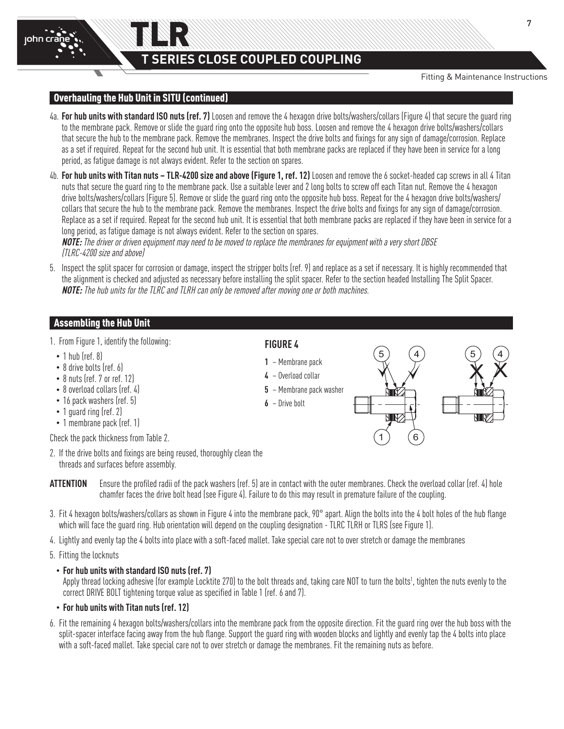## Overhauling the Hub Unit in SITU (continued)

4a. **For hub units with standard ISO nuts (ref. 7)** Loosen and remove the 4 hexagon drive bolts/washers/collars (Figure 4) that secure the guard ring to the membrane pack. Remove or slide the guard ring onto the opposite hub boss. Loosen and remove the 4 hexagon drive bolts/washers/collars that secure the hub to the membrane pack. Remove the membranes. Inspect the drive bolts and fixings for any sign of damage/corrosion. Replace as a set if required. Repeat for the second hub unit. It is essential that both membrane packs are replaced if they have been in service for a long period, as fatigue damage is not always evident. Refer to the section on spares.

4b. **For hub units with Titan nuts – TLR-4200 size and above (Figure 1, ref. 12)** Loosen and remove the 6 socket-headed cap screws in all 4 Titan nuts that secure the guard ring to the membrane pack. Use a suitable lever and 2 long bolts to screw off each Titan nut. Remove the 4 hexagon drive bolts/washers/collars (Figure 5). Remove or slide the guard ring onto the opposite hub boss. Repeat for the 4 hexagon drive bolts/washers/collars that secure the hub to the membrane pack. Remove the membranes. Inspect the drive bolts and fixings for any sign of damage/corrosion. Replace as a set if required. Repeat for the second hub unit. It is essential that both membrane packs are replaced if they have been in service for a long period, as fatigue damage is not always evident. Refer to the section on spares.
***NOTE:*** *The driver or driven equipment may need to be moved to replace the membranes for equipment with a very short DBSE (TLRC-4200 size and above)*

5. Inspect the split spacer for corrosion or damage, inspect the stripper bolts (ref. 9) and replace as a set if necessary. It is highly recommended that the alignment is checked and adjusted as necessary before installing the split spacer. Refer to the section headed Installing The Split Spacer.
***NOTE:*** *The hub units for the TLRC and TLRH can only be removed after moving one or both machines.*

## Assembling the Hub Unit

1. From Figure 1, identify the following:
   - 1 hub (ref. 8)
   - 8 drive bolts (ref. 6)
   - 8 nuts (ref. 7 or ref. 12)
   - 8 overload collars (ref. 4)
   - 16 pack washers (ref. 5)
   - 1 guard ring (ref. 2)
   - 1 membrane pack (ref. 1)

   Check the pack thickness from Table 2.

2. If the drive bolts and fixings are being reused, thoroughly clean the threads and surfaces before assembly.

**FIGURE 4**

**1** – Membrane pack
**4** – Overload collar
**5** – Membrane pack washer
**6** – Drive bolt

**ATTENTION** Ensure the profiled radii of the pack washers (ref. 5) are in contact with the outer membranes. Check the overload collar (ref. 4) hole chamfer faces the drive bolt head (see Figure 4). Failure to do this may result in premature failure of the coupling.

3. Fit 4 hexagon bolts/washers/collars as shown in Figure 4 into the membrane pack, 90° apart. Align the bolts into the 4 bolt holes of the hub flange which will face the guard ring. Hub orientation will depend on the coupling designation - TLRC TLRH or TLRS (see Figure 1).

4. Lightly and evenly tap the 4 bolts into place with a soft-faced mallet. Take special care not to over stretch or damage the membranes

5. Fitting the locknuts
   - **For hub units with standard ISO nuts (ref. 7)**
     Apply thread locking adhesive (for example Locktite 270) to the bolt threads and, taking care NOT to turn the bolts[1], tighten the nuts evenly to the correct DRIVE BOLT tightening torque value as specified in Table 1 (ref. 6 and 7).
   - **For hub units with Titan nuts (ref. 12)**

6. Fit the remaining 4 hexagon bolts/washers/collars into the membrane pack from the opposite direction. Fit the guard ring over the hub boss with the split-spacer interface facing away from the hub flange. Support the guard ring with wooden blocks and lightly and evenly tap the 4 bolts into place with a soft-faced mallet. Take special care not to over stretch or damage the membranes. Fit the remaining nuts as before.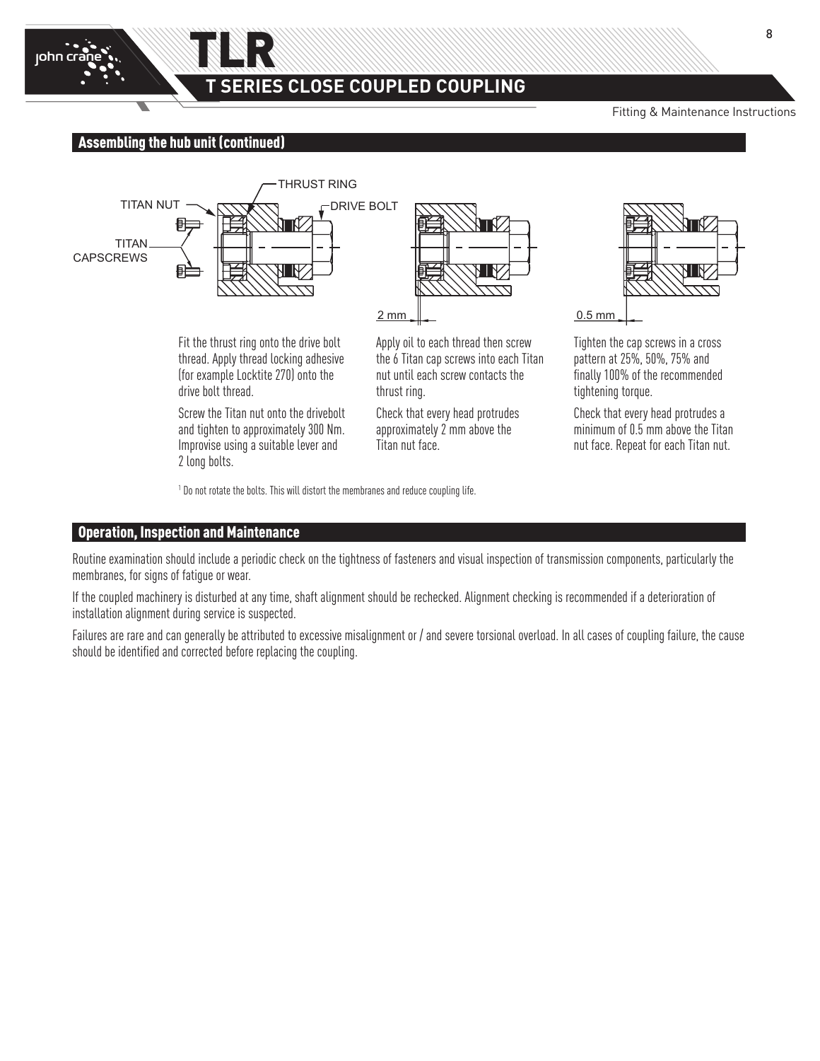## Assembling the hub unit (continued)

Fit the thrust ring onto the drive bolt thread. Apply thread locking adhesive (for example Locktite 270) onto the drive bolt thread.

Screw the Titan nut onto the drivebolt and tighten to approximately 300 Nm. Improvise using a suitable lever and 2 long bolts.

Apply oil to each thread then screw the 6 Titan cap screws into each Titan nut until each screw contacts the thrust ring.

Check that every head protrudes approximately 2 mm above the Titan nut face.

Tighten the cap screws in a cross pattern at 25%, 50%, 75% and finally 100% of the recommended tightening torque.

Check that every head protrudes a minimum of 0.5 mm above the Titan nut face. Repeat for each Titan nut.

[1] Do not rotate the bolts. This will distort the membranes and reduce coupling life.

## Operation, Inspection and Maintenance

Routine examination should include a periodic check on the tightness of fasteners and visual inspection of transmission components, particularly the membranes, for signs of fatigue or wear.

If the coupled machinery is disturbed at any time, shaft alignment should be rechecked. Alignment checking is recommended if a deterioration of installation alignment during service is suspected.

Failures are rare and can generally be attributed to excessive misalignment or / and severe torsional overload. In all cases of coupling failure, the cause should be identified and corrected before replacing the coupling.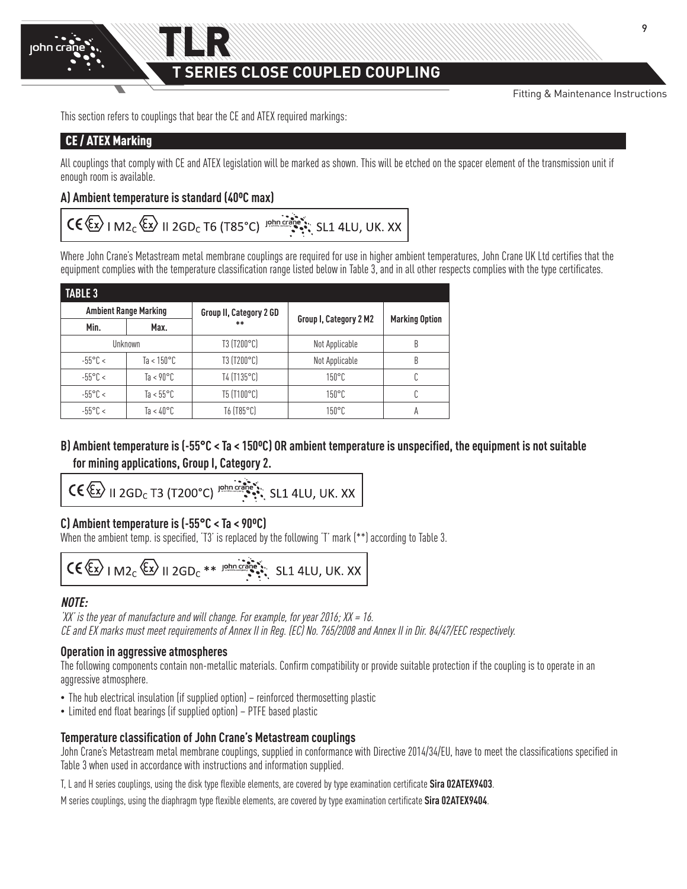This section refers to couplings that bear the CE and ATEX required markings:

## CE / ATEX Marking

All couplings that comply with CE and ATEX legislation will be marked as shown. This will be etched on the spacer element of the transmission unit if enough room is available.

### A) Ambient temperature is standard (40ºC max)

CE Ex I $M2_C$ Ex II $2GD_C$ T6 (T85°C) john crane SL1 4LU, UK. XX

Where John Crane's Metastream metal membrane couplings are required for use in higher ambient temperatures, John Crane UK Ltd certifies that the equipment complies with the temperature classification range listed below in Table 3, and in all other respects complies with the type certificates.

**TABLE 3**

| Ambient Range Marking | | Group II, Category 2 GD ** | Group I, Category 2 M2 | Marking Option |
|---|---|---|---|---|
| Min. | Max. | | | |
| Unknown | | T3 (T200°C) | Not Applicable | B |
| -55°C < | Ta < 150°C | T3 (T200°C) | Not Applicable | B |
| -55°C < | Ta < 90°C | T4 (T135°C) | 150°C | C |
| -55°C < | Ta < 55°C | T5 (T100°C) | 150°C | C |
| -55°C < | Ta < 40°C | T6 (T85°C) | 150°C | A |

### B) Ambient temperature is (-55°C < Ta < 150ºC) OR ambient temperature is unspecified, the equipment is not suitable for mining applications, Group I, Category 2.

CE Ex II $2GD_C$ T3 (T200°C) john crane SL1 4LU, UK. XX

### C) Ambient temperature is (-55°C < Ta < 90ºC)

When the ambient temp. is specified, 'T3' is replaced by the following 'T' mark (**) according to Table 3.

CE Ex I $M2_C$ Ex II $2GD_C$ ** john crane SL1 4LU, UK. XX

***NOTE:***

*'XX' is the year of manufacture and will change. For example, for year 2016; XX = 16.*
*CE and EX marks must meet requirements of Annex II in Reg. (EC) No. 765/2008 and Annex II in Dir. 84/47/EEC respectively.*

### Operation in aggressive atmospheres

The following components contain non-metallic materials. Confirm compatibility or provide suitable protection if the coupling is to operate in an aggressive atmosphere.

- The hub electrical insulation (if supplied option) – reinforced thermosetting plastic
- Limited end float bearings (if supplied option) – PTFE based plastic

### Temperature classification of John Crane's Metastream couplings

John Crane's Metastream metal membrane couplings, supplied in conformance with Directive 2014/34/EU, have to meet the classifications specified in Table 3 when used in accordance with instructions and information supplied.

T, L and H series couplings, using the disk type flexible elements, are covered by type examination certificate **Sira 02ATEX9403**.

M series couplings, using the diaphragm type flexible elements, are covered by type examination certificate **Sira 02ATEX9404**.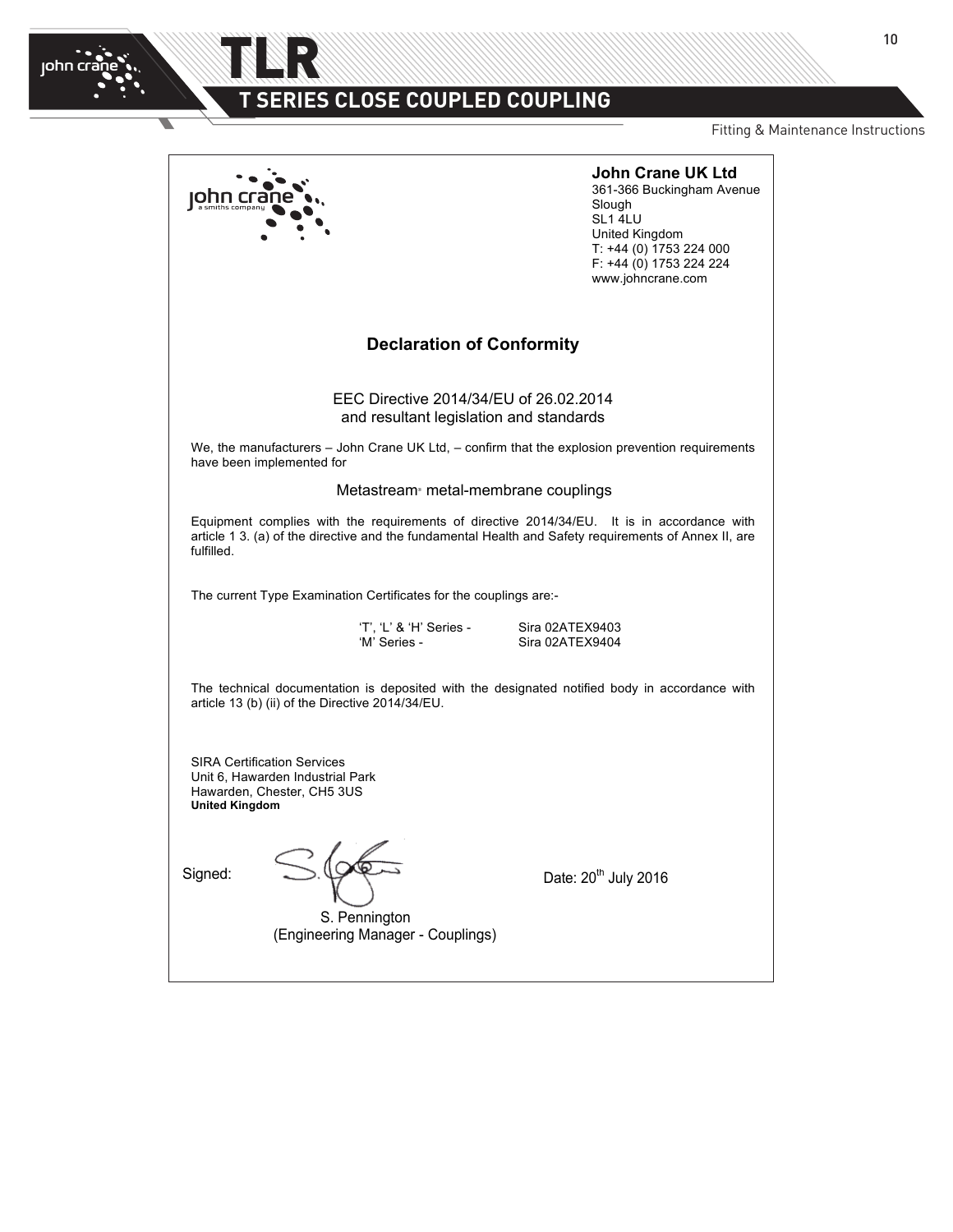**John Crane UK Ltd**
361-366 Buckingham Avenue
Slough
SL1 4LU
United Kingdom
T: +44 (0) 1753 224 000
F: +44 (0) 1753 224 224
www.johncrane.com

## Declaration of Conformity

EEC Directive 2014/34/EU of 26.02.2014
and resultant legislation and standards

We, the manufacturers – John Crane UK Ltd, – confirm that the explosion prevention requirements have been implemented for

Metastream® metal-membrane couplings

Equipment complies with the requirements of directive 2014/34/EU. It is in accordance with article 1 3. (a) of the directive and the fundamental Health and Safety requirements of Annex II, are fulfilled.

The current Type Examination Certificates for the couplings are:-

| | |
|---|---|
| 'T', 'L' & 'H' Series - | Sira 02ATEX9403 |
| 'M' Series - | Sira 02ATEX9404 |

The technical documentation is deposited with the designated notified body in accordance with article 13 (b) (ii) of the Directive 2014/34/EU.

SIRA Certification Services
Unit 6, Hawarden Industrial Park
Hawarden, Chester, CH5 3US
**United Kingdom**

Signed:

S. Pennington
(Engineering Manager - Couplings)

Date: 20th July 2016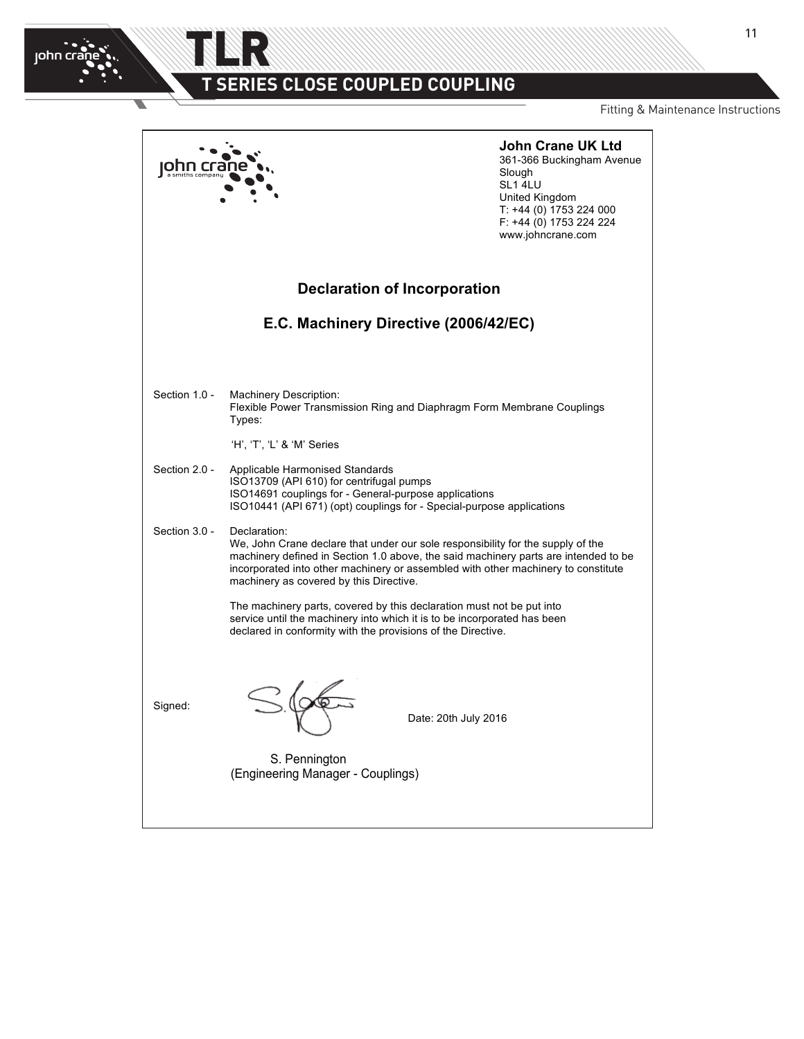**John Crane UK Ltd**
361-366 Buckingham Avenue
Slough
SL1 4LU
United Kingdom
T: +44 (0) 1753 224 000
F: +44 (0) 1753 224 224
www.johncrane.com

## Declaration of Incorporation

## E.C. Machinery Directive (2006/42/EC)

Section 1.0 - Machinery Description:
Flexible Power Transmission Ring and Diaphragm Form Membrane Couplings Types:

'H', 'T', 'L' & 'M' Series

Section 2.0 - Applicable Harmonised Standards
ISO13709 (API 610) for centrifugal pumps
ISO14691 couplings for - General-purpose applications
ISO10441 (API 671) (opt) couplings for - Special-purpose applications

Section 3.0 - Declaration:
We, John Crane declare that under our sole responsibility for the supply of the machinery defined in Section 1.0 above, the said machinery parts are intended to be incorporated into other machinery or assembled with other machinery to constitute machinery as covered by this Directive.

The machinery parts, covered by this declaration must not be put into service until the machinery into which it is to be incorporated has been declared in conformity with the provisions of the Directive.

Signed:

Date: 20th July 2016

S. Pennington
(Engineering Manager - Couplings)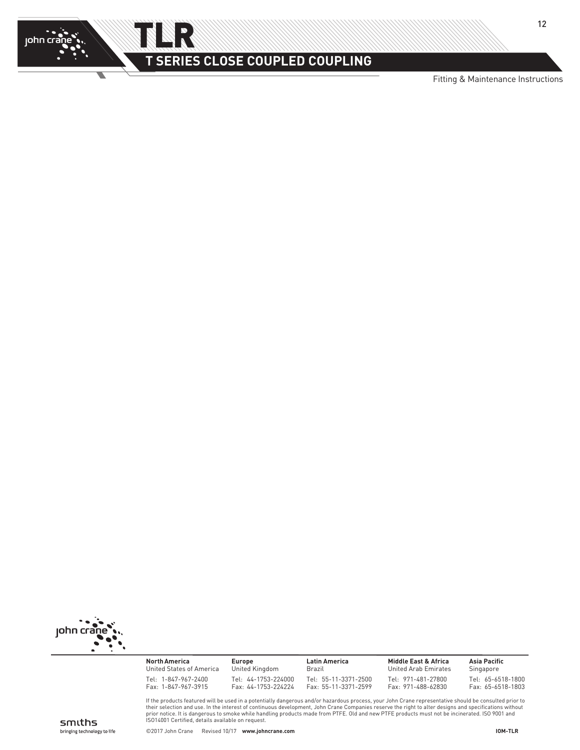| North America | Europe | Latin America | Middle East & Africa | Asia Pacific |
| --- | --- | --- | --- | --- |
| United States of America | United Kingdom | Brazil | United Arab Emirates | Singapore |
| Tel: 1-847-967-2400 | Tel: 44-1753-224000 | Tel: 55-11-3371-2500 | Tel: 971-481-27800 | Tel: 65-6518-1800 |
| Fax: 1-847-967-3915 | Fax: 44-1753-224224 | Fax: 55-11-3371-2599 | Fax: 971-488-62830 | Fax: 65-6518-1803 |

If the products featured will be used in a potentially dangerous and/or hazardous process, your John Crane representative should be consulted prior to their selection and use. In the interest of continuous development, John Crane Companies reserve the right to alter designs and specifications without prior notice. It is dangerous to smoke while handling products made from PTFE. Old and new PTFE products must not be incinerated. ISO 9001 and ISO14001 Certified, details available on request.

©2017 John Crane Revised 10/17 **www.johncrane.com** **IOM-TLR**

smiths
bringing technology to life